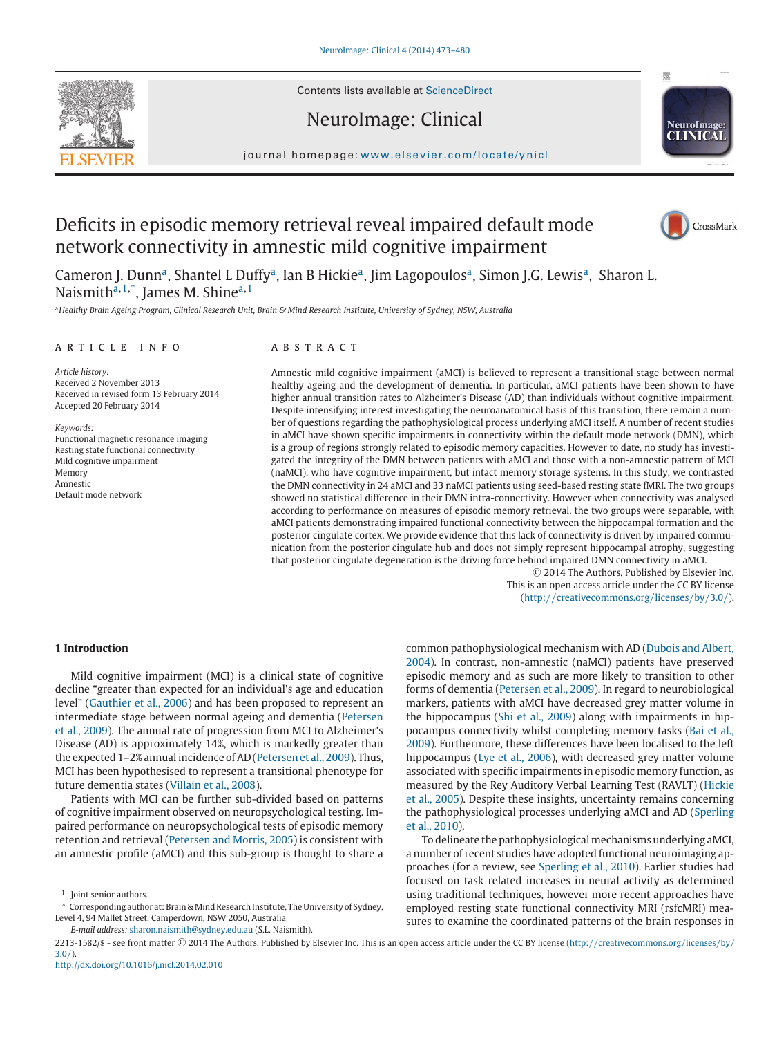# Deficits in episodic memory retrieval reveal impaired default mode network connectivity in amnestic mild cognitive impairment

Cameron J. Dunn[a], Shantel L Duffy[a], Ian B Hickie[a], Jim Lagopoulos[a], Simon J.G. Lewis[a], Sharon L. Naismith[a,1,*], James M. Shine[a,1]

[a]Healthy Brain Ageing Program, Clinical Research Unit, Brain & Mind Research Institute, University of Sydney, NSW, Australia

## ARTICLE INFO

*Article history:*
Received 2 November 2013
Received in revised form 13 February 2014
Accepted 20 February 2014

*Keywords:*
Functional magnetic resonance imaging
Resting state functional connectivity
Mild cognitive impairment
Memory
Amnestic
Default mode network

## ABSTRACT

Amnestic mild cognitive impairment (aMCI) is believed to represent a transitional stage between normal healthy ageing and the development of dementia. In particular, aMCI patients have been shown to have higher annual transition rates to Alzheimer's Disease (AD) than individuals without cognitive impairment. Despite intensifying interest investigating the neuroanatomical basis of this transition, there remain a number of questions regarding the pathophysiological process underlying aMCI itself. A number of recent studies in aMCI have shown specific impairments in connectivity within the default mode network (DMN), which is a group of regions strongly related to episodic memory capacities. However to date, no study has investigated the integrity of the DMN between patients with aMCI and those with a non-amnestic pattern of MCI (naMCI), who have cognitive impairment, but intact memory storage systems. In this study, we contrasted the DMN connectivity in 24 aMCI and 33 naMCI patients using seed-based resting state fMRI. The two groups showed no statistical difference in their DMN intra-connectivity. However when connectivity was analysed according to performance on measures of episodic memory retrieval, the two groups were separable, with aMCI patients demonstrating impaired functional connectivity between the hippocampal formation and the posterior cingulate cortex. We provide evidence that this lack of connectivity is driven by impaired communication from the posterior cingulate hub and does not simply represent hippocampal atrophy, suggesting that posterior cingulate degeneration is the driving force behind impaired DMN connectivity in aMCI.

© 2014 The Authors. Published by Elsevier Inc.
This is an open access article under the CC BY license
(http://creativecommons.org/licenses/by/3.0/).

## 1 Introduction

Mild cognitive impairment (MCI) is a clinical state of cognitive decline "greater than expected for an individual's age and education level" (Gauthier et al., 2006) and has been proposed to represent an intermediate stage between normal ageing and dementia (Petersen et al., 2009). The annual rate of progression from MCI to Alzheimer's Disease (AD) is approximately 14%, which is markedly greater than the expected 1–2% annual incidence of AD (Petersen et al., 2009). Thus, MCI has been hypothesised to represent a transitional phenotype for future dementia states (Villain et al., 2008).

Patients with MCI can be further sub-divided based on patterns of cognitive impairment observed on neuropsychological testing. Impaired performance on neuropsychological tests of episodic memory retention and retrieval (Petersen and Morris, 2005) is consistent with an amnestic profile (aMCI) and this sub-group is thought to share a common pathophysiological mechanism with AD (Dubois and Albert, 2004). In contrast, non-amnestic (naMCI) patients have preserved episodic memory and as such are more likely to transition to other forms of dementia (Petersen et al., 2009). In regard to neurobiological markers, patients with aMCI have decreased grey matter volume in the hippocampus (Shi et al., 2009) along with impairments in hippocampus connectivity whilst completing memory tasks (Bai et al., 2009). Furthermore, these differences have been localised to the left hippocampus (Lye et al., 2006), with decreased grey matter volume associated with specific impairments in episodic memory function, as measured by the Rey Auditory Verbal Learning Test (RAVLT) (Hickie et al., 2005). Despite these insights, uncertainty remains concerning the pathophysiological processes underlying aMCI and AD (Sperling et al., 2010).

To delineate the pathophysiological mechanisms underlying aMCI, a number of recent studies have adopted functional neuroimaging approaches (for a review, see Sperling et al., 2010). Earlier studies had focused on task related increases in neural activity as determined using traditional techniques, however more recent approaches have employed resting state functional connectivity MRI (rsfcMRI) measures to examine the coordinated patterns of the brain responses in

[1] Joint senior authors.
[*] Corresponding author at: Brain & Mind Research Institute, The University of Sydney, Level 4, 94 Mallet Street, Camperdown, NSW 2050, Australia
E-mail address: sharon.naismith@sydney.edu.au (S.L. Naismith).

2213-1582/$ - see front matter © 2014 The Authors. Published by Elsevier Inc. This is an open access article under the CC BY license (http://creativecommons.org/licenses/by/3.0/).
http://dx.doi.org/10.1016/j.nicl.2014.02.010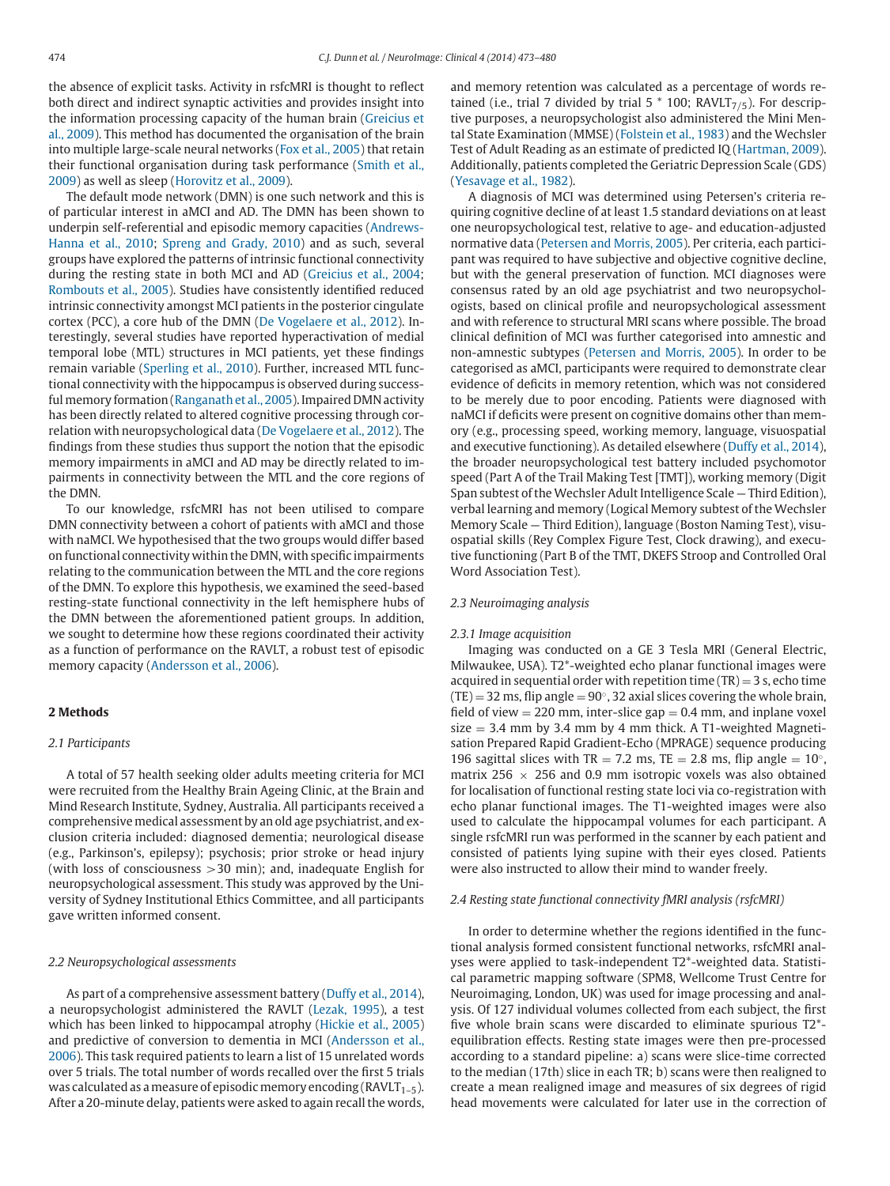the absence of explicit tasks. Activity in rsfcMRI is thought to reflect both direct and indirect synaptic activities and provides insight into the information processing capacity of the human brain (Greicius et al., 2009). This method has documented the organisation of the brain into multiple large-scale neural networks (Fox et al., 2005) that retain their functional organisation during task performance (Smith et al., 2009) as well as sleep (Horovitz et al., 2009).

The default mode network (DMN) is one such network and this is of particular interest in aMCI and AD. The DMN has been shown to underpin self-referential and episodic memory capacities (Andrews-Hanna et al., 2010; Spreng and Grady, 2010) and as such, several groups have explored the patterns of intrinsic functional connectivity during the resting state in both MCI and AD (Greicius et al., 2004; Rombouts et al., 2005). Studies have consistently identified reduced intrinsic connectivity amongst MCI patients in the posterior cingulate cortex (PCC), a core hub of the DMN (De Vogelaere et al., 2012). Interestingly, several studies have reported hyperactivation of medial temporal lobe (MTL) structures in MCI patients, yet these findings remain variable (Sperling et al., 2010). Further, increased MTL functional connectivity with the hippocampus is observed during successful memory formation (Ranganath et al., 2005). Impaired DMN activity has been directly related to altered cognitive processing through correlation with neuropsychological data (De Vogelaere et al., 2012). The findings from these studies thus support the notion that the episodic memory impairments in aMCI and AD may be directly related to impairments in connectivity between the MTL and the core regions of the DMN.

To our knowledge, rsfcMRI has not been utilised to compare DMN connectivity between a cohort of patients with aMCI and those with naMCI. We hypothesised that the two groups would differ based on functional connectivity within the DMN, with specific impairments relating to the communication between the MTL and the core regions of the DMN. To explore this hypothesis, we examined the seed-based resting-state functional connectivity in the left hemisphere hubs of the DMN between the aforementioned patient groups. In addition, we sought to determine how these regions coordinated their activity as a function of performance on the RAVLT, a robust test of episodic memory capacity (Andersson et al., 2006).

## 2 Methods

### 2.1 Participants

A total of 57 health seeking older adults meeting criteria for MCI were recruited from the Healthy Brain Ageing Clinic, at the Brain and Mind Research Institute, Sydney, Australia. All participants received a comprehensive medical assessment by an old age psychiatrist, and exclusion criteria included: diagnosed dementia; neurological disease (e.g., Parkinson's, epilepsy); psychosis; prior stroke or head injury (with loss of consciousness >30 min); and, inadequate English for neuropsychological assessment. This study was approved by the University of Sydney Institutional Ethics Committee, and all participants gave written informed consent.

### 2.2 Neuropsychological assessments

As part of a comprehensive assessment battery (Duffy et al., 2014), a neuropsychologist administered the RAVLT (Lezak, 1995), a test which has been linked to hippocampal atrophy (Hickie et al., 2005) and predictive of conversion to dementia in MCI (Andersson et al., 2006). This task required patients to learn a list of 15 unrelated words over 5 trials. The total number of words recalled over the first 5 trials was calculated as a measure of episodic memory encoding ($RAVLT_{1–5}$). After a 20-minute delay, patients were asked to again recall the words, and memory retention was calculated as a percentage of words retained (i.e., trial 7 divided by trial 5 * 100; $RAVLT_{7/5}$). For descriptive purposes, a neuropsychologist also administered the Mini Mental State Examination (MMSE) (Folstein et al., 1983) and the Wechsler Test of Adult Reading as an estimate of predicted IQ (Hartman, 2009). Additionally, patients completed the Geriatric Depression Scale (GDS) (Yesavage et al., 1982).

A diagnosis of MCI was determined using Petersen's criteria requiring cognitive decline of at least 1.5 standard deviations on at least one neuropsychological test, relative to age- and education-adjusted normative data (Petersen and Morris, 2005). Per criteria, each participant was required to have subjective and objective cognitive decline, but with the general preservation of function. MCI diagnoses were consensus rated by an old age psychiatrist and two neuropsychologists, based on clinical profile and neuropsychological assessment and with reference to structural MRI scans where possible. The broad clinical definition of MCI was further categorised into amnestic and non-amnestic subtypes (Petersen and Morris, 2005). In order to be categorised as aMCI, participants were required to demonstrate clear evidence of deficits in memory retention, which was not considered to be merely due to poor encoding. Patients were diagnosed with naMCI if deficits were present on cognitive domains other than memory (e.g., processing speed, working memory, language, visuospatial and executive functioning). As detailed elsewhere (Duffy et al., 2014), the broader neuropsychological test battery included psychomotor speed (Part A of the Trail Making Test [TMT]), working memory (Digit Span subtest of the Wechsler Adult Intelligence Scale — Third Edition), verbal learning and memory (Logical Memory subtest of the Wechsler Memory Scale — Third Edition), language (Boston Naming Test), visuospatial skills (Rey Complex Figure Test, Clock drawing), and executive functioning (Part B of the TMT, DKEFS Stroop and Controlled Oral Word Association Test).

### 2.3 Neuroimaging analysis

#### 2.3.1 Image acquisition

Imaging was conducted on a GE 3 Tesla MRI (General Electric, Milwaukee, USA). T2*-weighted echo planar functional images were acquired in sequential order with repetition time (TR) = 3 s, echo time (TE) = 32 ms, flip angle = 90°, 32 axial slices covering the whole brain, field of view = 220 mm, inter-slice gap = 0.4 mm, and inplane voxel size = 3.4 mm by 3.4 mm by 4 mm thick. A T1-weighted Magnetisation Prepared Rapid Gradient-Echo (MPRAGE) sequence producing 196 sagittal slices with TR = 7.2 ms, TE = 2.8 ms, flip angle = 10°, matrix 256 × 256 and 0.9 mm isotropic voxels was also obtained for localisation of functional resting state loci via co-registration with echo planar functional images. The T1-weighted images were also used to calculate the hippocampal volumes for each participant. A single rsfcMRI run was performed in the scanner by each patient and consisted of patients lying supine with their eyes closed. Patients were also instructed to allow their mind to wander freely.

### 2.4 Resting state functional connectivity fMRI analysis (rsfcMRI)

In order to determine whether the regions identified in the functional analysis formed consistent functional networks, rsfcMRI analyses were applied to task-independent T2*-weighted data. Statistical parametric mapping software (SPM8, Wellcome Trust Centre for Neuroimaging, London, UK) was used for image processing and analysis. Of 127 individual volumes collected from each subject, the first five whole brain scans were discarded to eliminate spurious T2*-equilibration effects. Resting state images were then pre-processed according to a standard pipeline: a) scans were slice-time corrected to the median (17th) slice in each TR; b) scans were then realigned to create a mean realigned image and measures of six degrees of rigid head movements were calculated for later use in the correction of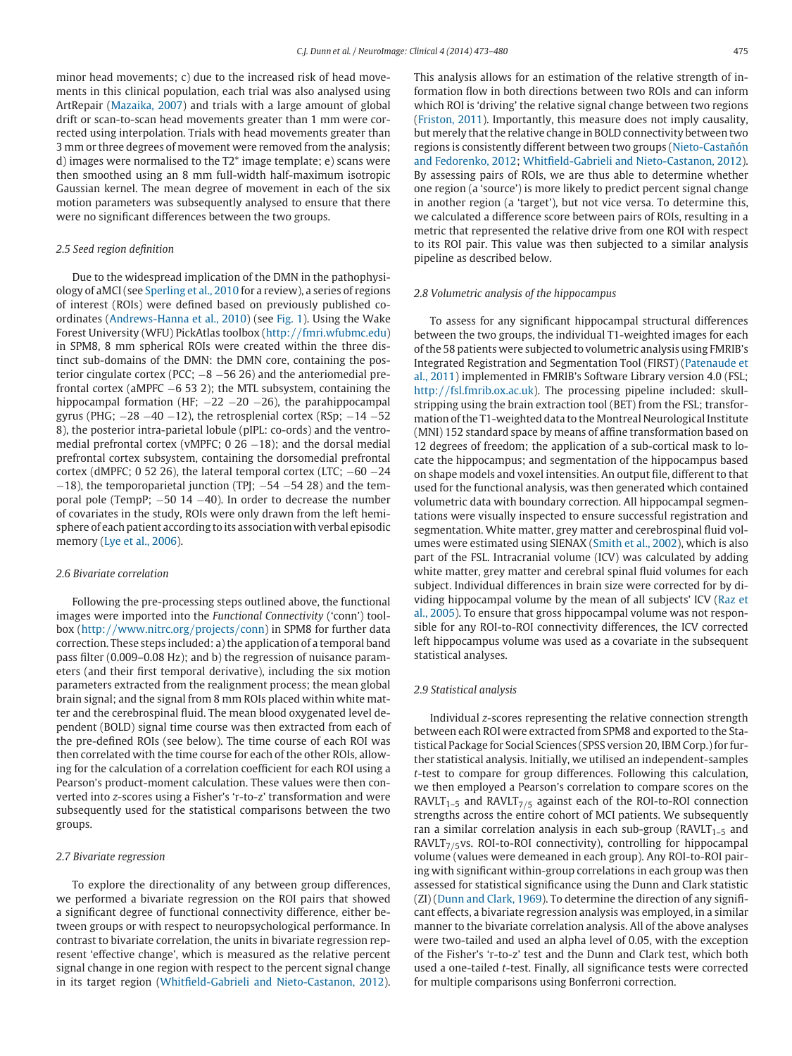minor head movements; c) due to the increased risk of head movements in this clinical population, each trial was also analysed using ArtRepair (Mazaika, 2007) and trials with a large amount of global drift or scan-to-scan head movements greater than 1 mm were corrected using interpolation. Trials with head movements greater than 3 mm or three degrees of movement were removed from the analysis; d) images were normalised to the T2* image template; e) scans were then smoothed using an 8 mm full-width half-maximum isotropic Gaussian kernel. The mean degree of movement in each of the six motion parameters was subsequently analysed to ensure that there were no significant differences between the two groups.

### 2.5 Seed region definition

Due to the widespread implication of the DMN in the pathophysiology of aMCI (see Sperling et al., 2010 for a review), a series of regions of interest (ROIs) were defined based on previously published co-ordinates (Andrews-Hanna et al., 2010) (see Fig. 1). Using the Wake Forest University (WFU) PickAtlas toolbox (http://fmri.wfubmc.edu) in SPM8, 8 mm spherical ROIs were created within the three distinct sub-domains of the DMN: the DMN core, containing the posterior cingulate cortex (PCC; −8 −56 26) and the anteriomedial prefrontal cortex (aMPFC −6 53 2); the MTL subsystem, containing the hippocampal formation (HF; −22 −20 −26), the parahippocampal gyrus (PHG; −28 −40 −12), the retrosplenial cortex (RSp; −14 −52 8), the posterior intra-parietal lobule (pIPL: co-ords) and the ventromedial prefrontal cortex (vMPFC; 0 26 −18); and the dorsal medial prefrontal cortex subsystem, containing the dorsomedial prefrontal cortex (dMPFC; 0 52 26), the lateral temporal cortex (LTC; −60 −24 −18), the temporoparietal junction (TPJ; −54 −54 28) and the temporal pole (TempP; −50 14 −40). In order to decrease the number of covariates in the study, ROIs were only drawn from the left hemisphere of each patient according to its association with verbal episodic memory (Lye et al., 2006).

### 2.6 Bivariate correlation

Following the pre-processing steps outlined above, the functional images were imported into the *Functional Connectivity* ('conn') toolbox (http://www.nitrc.org/projects/conn) in SPM8 for further data correction. These steps included: a) the application of a temporal band pass filter (0.009–0.08 Hz); and b) the regression of nuisance parameters (and their first temporal derivative), including the six motion parameters extracted from the realignment process; the mean global brain signal; and the signal from 8 mm ROIs placed within white matter and the cerebrospinal fluid. The mean blood oxygenated level dependent (BOLD) signal time course was then extracted from each of the pre-defined ROIs (see below). The time course of each ROI was then correlated with the time course for each of the other ROIs, allowing for the calculation of a correlation coefficient for each ROI using a Pearson's product-moment calculation. These values were then converted into *z*-scores using a Fisher's 'r-to-z' transformation and were subsequently used for the statistical comparisons between the two groups.

### 2.7 Bivariate regression

To explore the directionality of any between group differences, we performed a bivariate regression on the ROI pairs that showed a significant degree of functional connectivity difference, either between groups or with respect to neuropsychological performance. In contrast to bivariate correlation, the units in bivariate regression represent 'effective change', which is measured as the relative percent signal change in one region with respect to the percent signal change in its target region (Whitfield-Gabrieli and Nieto-Castanon, 2012). This analysis allows for an estimation of the relative strength of information flow in both directions between two ROIs and can inform which ROI is 'driving' the relative signal change between two regions (Friston, 2011). Importantly, this measure does not imply causality, but merely that the relative change in BOLD connectivity between two regions is consistently different between two groups (Nieto-Castañón and Fedorenko, 2012; Whitfield-Gabrieli and Nieto-Castanon, 2012). By assessing pairs of ROIs, we are thus able to determine whether one region (a 'source') is more likely to predict percent signal change in another region (a 'target'), but not vice versa. To determine this, we calculated a difference score between pairs of ROIs, resulting in a metric that represented the relative drive from one ROI with respect to its ROI pair. This value was then subjected to a similar analysis pipeline as described below.

### 2.8 Volumetric analysis of the hippocampus

To assess for any significant hippocampal structural differences between the two groups, the individual T1-weighted images for each of the 58 patients were subjected to volumetric analysis using FMRIB's Integrated Registration and Segmentation Tool (FIRST) (Patenaude et al., 2011) implemented in FMRIB's Software Library version 4.0 (FSL; http://fsl.fmrib.ox.ac.uk). The processing pipeline included: skull-stripping using the brain extraction tool (BET) from the FSL; transformation of the T1-weighted data to the Montreal Neurological Institute (MNI) 152 standard space by means of affine transformation based on 12 degrees of freedom; the application of a sub-cortical mask to locate the hippocampus; and segmentation of the hippocampus based on shape models and voxel intensities. An output file, different to that used for the functional analysis, was then generated which contained volumetric data with boundary correction. All hippocampal segmentations were visually inspected to ensure successful registration and segmentation. White matter, grey matter and cerebrospinal fluid volumes were estimated using SIENAX (Smith et al., 2002), which is also part of the FSL. Intracranial volume (ICV) was calculated by adding white matter, grey matter and cerebral spinal fluid volumes for each subject. Individual differences in brain size were corrected for by dividing hippocampal volume by the mean of all subjects' ICV (Raz et al., 2005). To ensure that gross hippocampal volume was not responsible for any ROI-to-ROI connectivity differences, the ICV corrected left hippocampus volume was used as a covariate in the subsequent statistical analyses.

### 2.9 Statistical analysis

Individual *z*-scores representing the relative connection strength between each ROI were extracted from SPM8 and exported to the Statistical Package for Social Sciences (SPSS version 20, IBM Corp.) for further statistical analysis. Initially, we utilised an independent-samples *t*-test to compare for group differences. Following this calculation, we then employed a Pearson's correlation to compare scores on the $RAVLT_{1–5}$ and $RAVLT_{7/5}$ against each of the ROI-to-ROI connection strengths across the entire cohort of MCI patients. We subsequently ran a similar correlation analysis in each sub-group ($RAVLT_{1–5}$ and $RAVLT_{7/5}$vs. ROI-to-ROI connectivity), controlling for hippocampal volume (values were demeaned in each group). Any ROI-to-ROI pairing with significant within-group correlations in each group was then assessed for statistical significance using the Dunn and Clark statistic (ZI) (Dunn and Clark, 1969). To determine the direction of any significant effects, a bivariate regression analysis was employed, in a similar manner to the bivariate correlation analysis. All of the above analyses were two-tailed and used an alpha level of 0.05, with the exception of the Fisher's 'r-to-z' test and the Dunn and Clark test, which both used a one-tailed *t*-test. Finally, all significance tests were corrected for multiple comparisons using Bonferroni correction.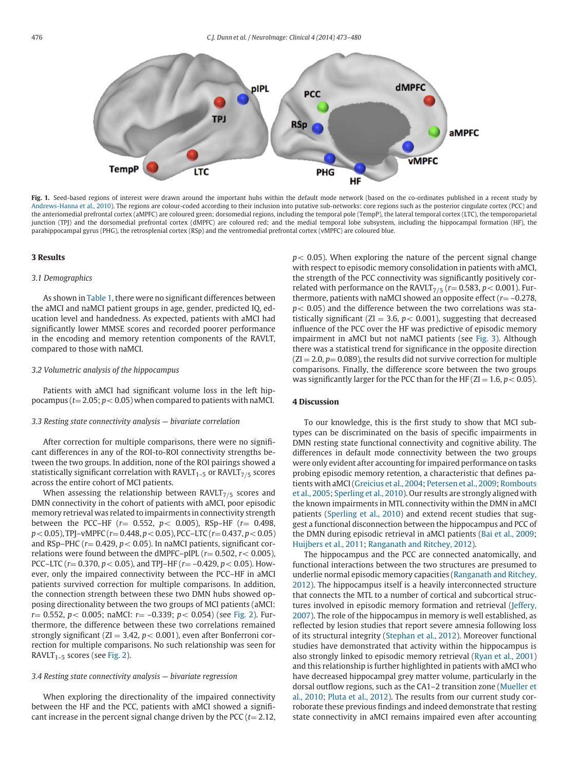**Fig. 1.** Seed-based regions of interest were drawn around the important hubs within the default mode network (based on the co-ordinates published in a recent study by Andrews-Hanna et al., 2010). The regions are colour-coded according to their inclusion into putative sub-networks: core regions such as the posterior cingulate cortex (PCC) and the anteriomedial prefrontal cortex (aMPFC) are coloured green; dorsomedial regions, including the temporal pole (TempP), the lateral temporal cortex (LTC), the temporoparietal junction (TPJ) and the dorsomedial prefrontal cortex (dMPFC) are coloured red; and the medial temporal lobe subsystem, including the hippocampal formation (HF), the parahippocampal gyrus (PHG), the retrosplenial cortex (RSp) and the ventromedial prefrontal cortex (vMPFC) are coloured blue.

## 3 Results

### 3.1 Demographics

As shown in Table 1, there were no significant differences between the aMCI and naMCI patient groups in age, gender, predicted IQ, education level and handedness. As expected, patients with aMCI had significantly lower MMSE scores and recorded poorer performance in the encoding and memory retention components of the RAVLT, compared to those with naMCI.

### 3.2 Volumetric analysis of the hippocampus

Patients with aMCI had significant volume loss in the left hippocampus ($t = 2.05$; $p < 0.05$) when compared to patients with naMCI.

### 3.3 Resting state connectivity analysis — bivariate correlation

After correction for multiple comparisons, there were no significant differences in any of the ROI-to-ROI connectivity strengths between the two groups. In addition, none of the ROI pairings showed a statistically significant correlation with $\text{RAVLT}_{1-5}$ or $\text{RAVLT}_{7/5}$ scores across the entire cohort of MCI patients.

When assessing the relationship between $\text{RAVLT}_{7/5}$ scores and DMN connectivity in the cohort of patients with aMCI, poor episodic memory retrieval was related to impairments in connectivity strength between the PCC–HF ($r = 0.552$, $p < 0.005$), RSp–HF ($r = 0.498$, $p < 0.05$), TPJ–vMPFC ($r = 0.448$, $p < 0.05$), PCC–LTC ($r = 0.437$, $p < 0.05$) and RSp–PHC ($r = 0.429$, $p < 0.05$). In naMCI patients, significant correlations were found between the dMPFC–pIPL ($r = 0.502$, $r < 0.005$), PCC–LTC ($r = 0.370$, $p < 0.05$), and TPJ–HF ($r = -0.429$, $p < 0.05$). However, only the impaired connectivity between the PCC–HF in aMCI patients survived correction for multiple comparisons. In addition, the connection strength between these two DMN hubs showed opposing directionality between the two groups of MCI patients (aMCI: $r = 0.552$, $p < 0.005$; naMCI: $r = -0.339$; $p < 0.054$) (see Fig. 2). Furthermore, the difference between these two correlations remained strongly significant ($\text{ZI} = 3.42$, $p < 0.001$), even after Bonferroni correction for multiple comparisons. No such relationship was seen for $\text{RAVLT}_{1-5}$ scores (see Fig. 2).

### 3.4 Resting state connectivity analysis — bivariate regression

When exploring the directionality of the impaired connectivity between the HF and the PCC, patients with aMCI showed a significant increase in the percent signal change driven by the PCC ($t = 2.12$, $p < 0.05$). When exploring the nature of the percent signal change with respect to episodic memory consolidation in patients with aMCI, the strength of the PCC connectivity was significantly positively correlated with performance on the $\text{RAVLT}_{7/5}$ ($r = 0.583$, $p < 0.001$). Furthermore, patients with naMCI showed an opposite effect ($r = -0.278$, $p < 0.05$) and the difference between the two correlations was statistically significant ($\text{ZI} = 3.6$, $p < 0.001$), suggesting that decreased influence of the PCC over the HF was predictive of episodic memory impairment in aMCI but not naMCI patients (see Fig. 3). Although there was a statistical trend for significance in the opposite direction ($\text{ZI} = 2.0$, $p = 0.089$), the results did not survive correction for multiple comparisons. Finally, the difference score between the two groups was significantly larger for the PCC than for the HF ($\text{ZI} = 1.6$, $p < 0.05$).

## 4 Discussion

To our knowledge, this is the first study to show that MCI subtypes can be discriminated on the basis of specific impairments in DMN resting state functional connectivity and cognitive ability. The differences in default mode connectivity between the two groups were only evident after accounting for impaired performance on tasks probing episodic memory retention, a characteristic that defines patients with aMCI (Greicius et al., 2004; Petersen et al., 2009; Rombouts et al., 2005; Sperling et al., 2010). Our results are strongly aligned with the known impairments in MTL connectivity within the DMN in aMCI patients (Sperling et al., 2010) and extend recent studies that suggest a functional disconnection between the hippocampus and PCC of the DMN during episodic retrieval in aMCI patients (Bai et al., 2009; Huijbers et al., 2011; Ranganath and Ritchey, 2012).

The hippocampus and the PCC are connected anatomically, and functional interactions between the two structures are presumed to underlie normal episodic memory capacities (Ranganath and Ritchey, 2012). The hippocampus itself is a heavily interconnected structure that connects the MTL to a number of cortical and subcortical structures involved in episodic memory formation and retrieval (Jeffery, 2007). The role of the hippocampus in memory is well established, as reflected by lesion studies that report severe amnesia following loss of its structural integrity (Stephan et al., 2012). Moreover functional studies have demonstrated that activity within the hippocampus is also strongly linked to episodic memory retrieval (Ryan et al., 2001) and this relationship is further highlighted in patients with aMCI who have decreased hippocampal grey matter volume, particularly in the dorsal outflow regions, such as the CA1–2 transition zone (Mueller et al., 2010; Pluta et al., 2012). The results from our current study corroborate these previous findings and indeed demonstrate that resting state connectivity in aMCI remains impaired even after accounting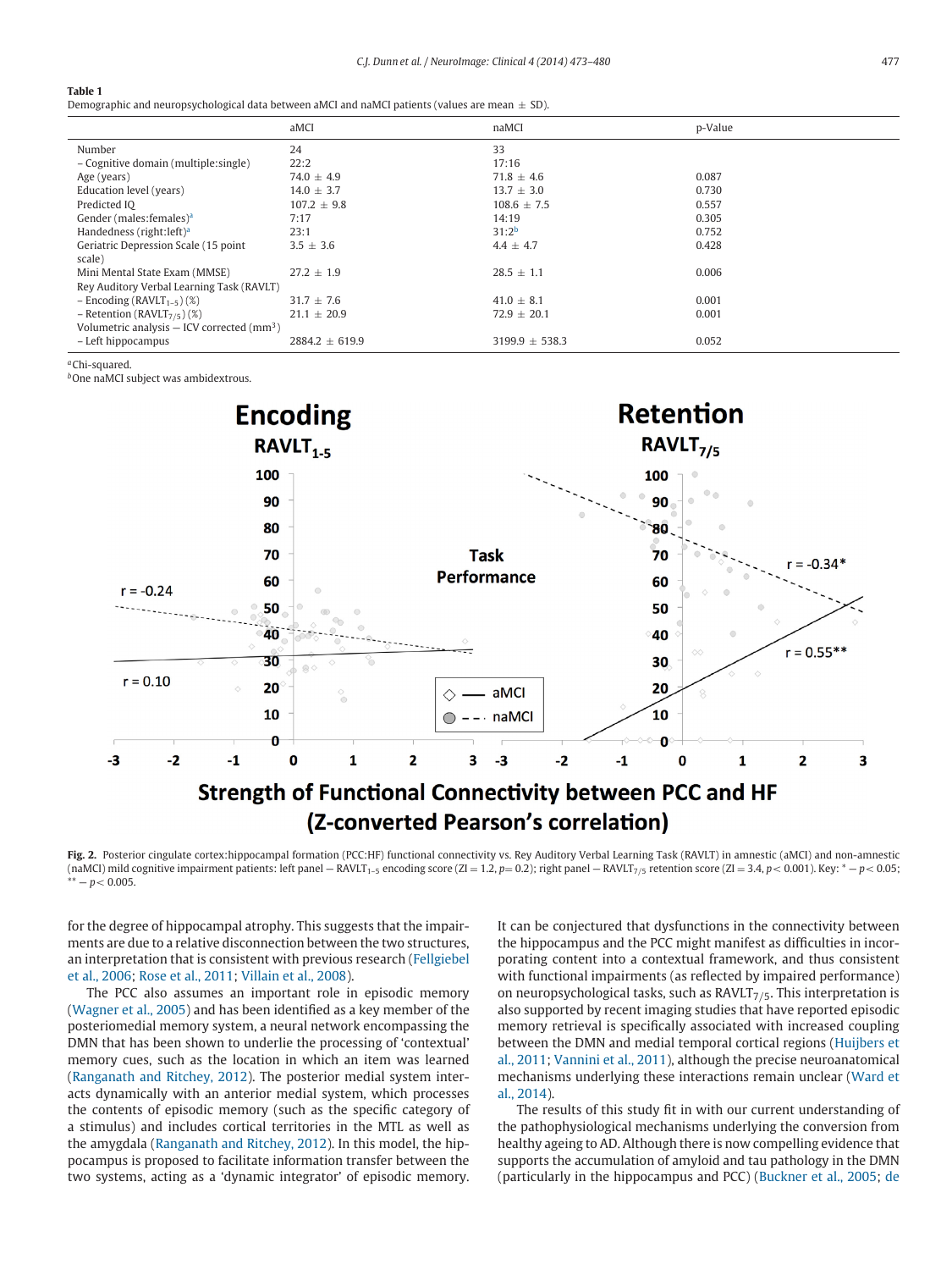**Table 1**
Demographic and neuropsychological data between aMCI and naMCI patients (values are mean ± SD).

| | aMCI | naMCI | p-Value |
|---|---|---|---|
| Number | 24 | 33 | |
| – Cognitive domain (multiple:single) | 22:2 | 17:16 | |
| Age (years) | 74.0 ± 4.9 | 71.8 ± 4.6 | 0.087 |
| Education level (years) | 14.0 ± 3.7 | 13.7 ± 3.0 | 0.730 |
| Predicted IQ | 107.2 ± 9.8 | 108.6 ± 7.5 | 0.557 |
| Gender (males:females)[a] | 7:17 | 14:19 | 0.305 |
| Handedness (right:left)[a] | 23:1 | 31:2[b] | 0.752 |
| Geriatric Depression Scale (15 point scale) | 3.5 ± 3.6 | 4.4 ± 4.7 | 0.428 |
| Mini Mental State Exam (MMSE) | 27.2 ± 1.9 | 28.5 ± 1.1 | 0.006 |
| Rey Auditory Verbal Learning Task (RAVLT) | | | |
| – Encoding ($RAVLT_{1-5}$) (%) | 31.7 ± 7.6 | 41.0 ± 8.1 | 0.001 |
| – Retention ($RAVLT_{7/5}$) (%) | 21.1 ± 20.9 | 72.9 ± 20.1 | 0.001 |
| Volumetric analysis — ICV corrected ($mm^3$) | | | |
| – Left hippocampus | 2884.2 ± 619.9 | 3199.9 ± 538.3 | 0.052 |

[a]Chi-squared.
[b]One naMCI subject was ambidextrous.

**Fig. 2.** Posterior cingulate cortex:hippocampal formation (PCC:HF) functional connectivity vs. Rey Auditory Verbal Learning Task (RAVLT) in amnestic (aMCI) and non-amnestic (naMCI) mild cognitive impairment patients: left panel — $RAVLT_{1-5}$ encoding score (ZI = 1.2, $p = 0.2$); right panel — $RAVLT_{7/5}$ retention score (ZI = 3.4, $p < 0.001$). Key: * — $p < 0.05$; ** — $p < 0.005$.

for the degree of hippocampal atrophy. This suggests that the impairments are due to a relative disconnection between the two structures, an interpretation that is consistent with previous research (Fellgiebel et al., 2006; Rose et al., 2011; Villain et al., 2008).

The PCC also assumes an important role in episodic memory (Wagner et al., 2005) and has been identified as a key member of the posteriomedial memory system, a neural network encompassing the DMN that has been shown to underlie the processing of 'contextual' memory cues, such as the location in which an item was learned (Ranganath and Ritchey, 2012). The posterior medial system interacts dynamically with an anterior medial system, which processes the contents of episodic memory (such as the specific category of a stimulus) and includes cortical territories in the MTL as well as the amygdala (Ranganath and Ritchey, 2012). In this model, the hippocampus is proposed to facilitate information transfer between the two systems, acting as a 'dynamic integrator' of episodic memory.

It can be conjectured that dysfunctions in the connectivity between the hippocampus and the PCC might manifest as difficulties in incorporating content into a contextual framework, and thus consistent with functional impairments (as reflected by impaired performance) on neuropsychological tasks, such as $RAVLT_{7/5}$. This interpretation is also supported by recent imaging studies that have reported episodic memory retrieval is specifically associated with increased coupling between the DMN and medial temporal cortical regions (Huijbers et al., 2011; Vannini et al., 2011), although the precise neuroanatomical mechanisms underlying these interactions remain unclear (Ward et al., 2014).

The results of this study fit in with our current understanding of the pathophysiological mechanisms underlying the conversion from healthy ageing to AD. Although there is now compelling evidence that supports the accumulation of amyloid and tau pathology in the DMN (particularly in the hippocampus and PCC) (Buckner et al., 2005; de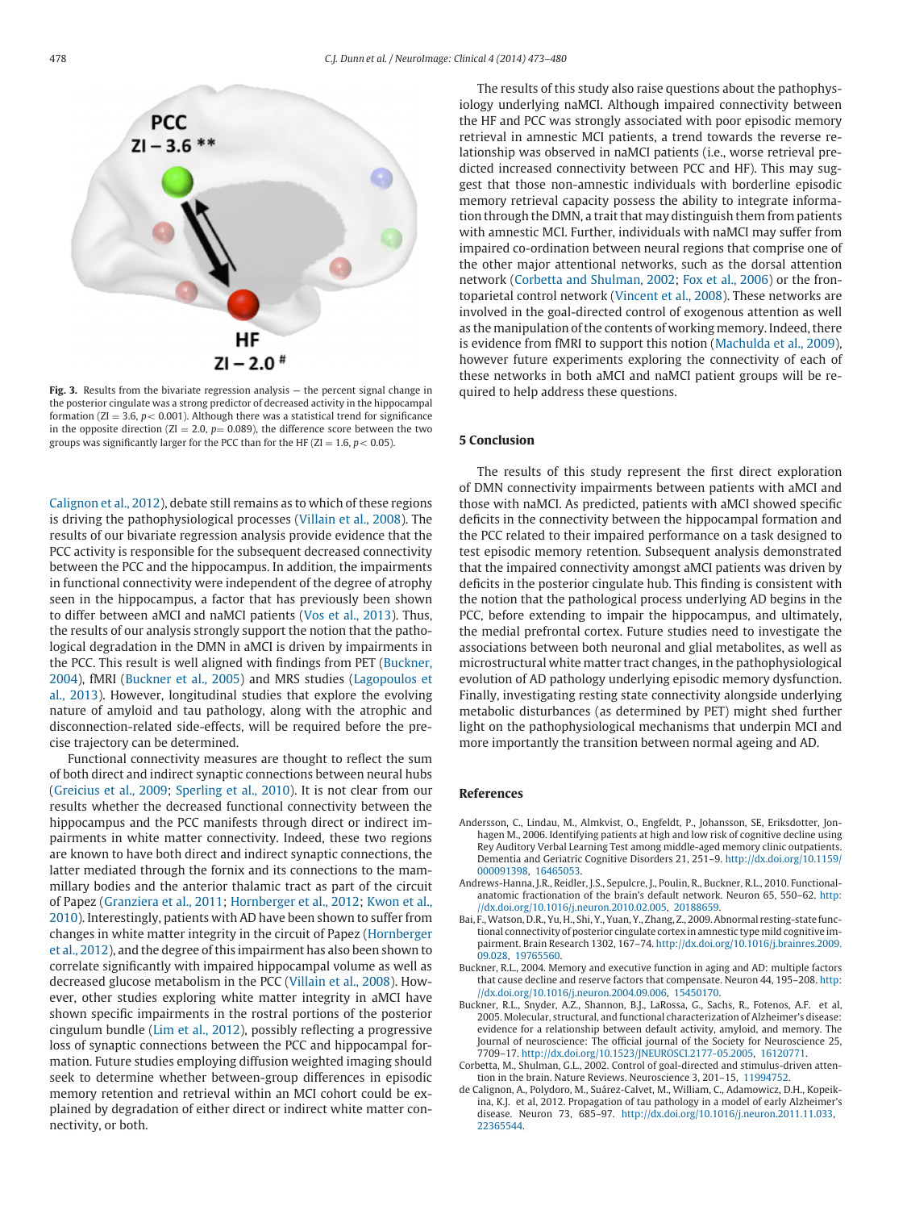Fig. 3. Results from the bivariate regression analysis — the percent signal change in the posterior cingulate was a strong predictor of decreased activity in the hippocampal formation (ZI = 3.6, $p < 0.001$). Although there was a statistical trend for significance in the opposite direction (ZI = 2.0, $p = 0.089$), the difference score between the two groups was significantly larger for the PCC than for the HF (ZI = 1.6, $p < 0.05$).

Calignon et al., 2012), debate still remains as to which of these regions is driving the pathophysiological processes (Villain et al., 2008). The results of our bivariate regression analysis provide evidence that the PCC activity is responsible for the subsequent decreased connectivity between the PCC and the hippocampus. In addition, the impairments in functional connectivity were independent of the degree of atrophy seen in the hippocampus, a factor that has previously been shown to differ between aMCI and naMCI patients (Vos et al., 2013). Thus, the results of our analysis strongly support the notion that the pathological degradation in the DMN in aMCI is driven by impairments in the PCC. This result is well aligned with findings from PET (Buckner, 2004), fMRI (Buckner et al., 2005) and MRS studies (Lagopoulos et al., 2013). However, longitudinal studies that explore the evolving nature of amyloid and tau pathology, along with the atrophic and disconnection-related side-effects, will be required before the precise trajectory can be determined.

Functional connectivity measures are thought to reflect the sum of both direct and indirect synaptic connections between neural hubs (Greicius et al., 2009; Sperling et al., 2010). It is not clear from our results whether the decreased functional connectivity between the hippocampus and the PCC manifests through direct or indirect impairments in white matter connectivity. Indeed, these two regions are known to have both direct and indirect synaptic connections, the latter mediated through the fornix and its connections to the mammillary bodies and the anterior thalamic tract as part of the circuit of Papez (Granziera et al., 2011; Hornberger et al., 2012; Kwon et al., 2010). Interestingly, patients with AD have been shown to suffer from changes in white matter integrity in the circuit of Papez (Hornberger et al., 2012), and the degree of this impairment has also been shown to correlate significantly with impaired hippocampal volume as well as decreased glucose metabolism in the PCC (Villain et al., 2008). However, other studies exploring white matter integrity in aMCI have shown specific impairments in the rostral portions of the posterior cingulum bundle (Lim et al., 2012), possibly reflecting a progressive loss of synaptic connections between the PCC and hippocampal formation. Future studies employing diffusion weighted imaging should seek to determine whether between-group differences in episodic memory retention and retrieval within an MCI cohort could be explained by degradation of either direct or indirect white matter connectivity, or both.

The results of this study also raise questions about the pathophysiology underlying naMCI. Although impaired connectivity between the HF and PCC was strongly associated with poor episodic memory retrieval in amnestic MCI patients, a trend towards the reverse relationship was observed in naMCI patients (i.e., worse retrieval predicted increased connectivity between PCC and HF). This may suggest that those non-amnestic individuals with borderline episodic memory retrieval capacity possess the ability to integrate information through the DMN, a trait that may distinguish them from patients with amnestic MCI. Further, individuals with naMCI may suffer from impaired co-ordination between neural regions that comprise one of the other major attentional networks, such as the dorsal attention network (Corbetta and Shulman, 2002; Fox et al., 2006) or the frontoparietal control network (Vincent et al., 2008). These networks are involved in the goal-directed control of exogenous attention as well as the manipulation of the contents of working memory. Indeed, there is evidence from fMRI to support this notion (Machulda et al., 2009), however future experiments exploring the connectivity of each of these networks in both aMCI and naMCI patient groups will be required to help address these questions.

## 5 Conclusion

The results of this study represent the first direct exploration of DMN connectivity impairments between patients with aMCI and those with naMCI. As predicted, patients with aMCI showed specific deficits in the connectivity between the hippocampal formation and the PCC related to their impaired performance on a task designed to test episodic memory retention. Subsequent analysis demonstrated that the impaired connectivity amongst aMCI patients was driven by deficits in the posterior cingulate hub. This finding is consistent with the notion that the pathological process underlying AD begins in the PCC, before extending to impair the hippocampus, and ultimately, the medial prefrontal cortex. Future studies need to investigate the associations between both neuronal and glial metabolites, as well as microstructural white matter tract changes, in the pathophysiological evolution of AD pathology underlying episodic memory dysfunction. Finally, investigating resting state connectivity alongside underlying metabolic disturbances (as determined by PET) might shed further light on the pathophysiological mechanisms that underpin MCI and more importantly the transition between normal ageing and AD.

## References

Andersson, C., Lindau, M., Almkvist, O., Engfeldt, P., Johansson, SE, Eriksdotter, Jonhagen M., 2006. Identifying patients at high and low risk of cognitive decline using Rey Auditory Verbal Learning Test among middle-aged memory clinic outpatients. Dementia and Geriatric Cognitive Disorders 21, 251–9. http://dx.doi.org/10.1159/000091398, 16465053.

Andrews-Hanna, J.R., Reidler, J.S., Sepulcre, J., Poulin, R., Buckner, R.L., 2010. Functional-anatomic fractionation of the brain's default network. Neuron 65, 550–62. http://dx.doi.org/10.1016/j.neuron.2010.02.005, 20188659.

Bai, F., Watson, D.R., Yu, H., Shi, Y., Yuan, Y., Zhang, Z., 2009. Abnormal resting-state functional connectivity of posterior cingulate cortex in amnestic type mild cognitive impairment. Brain Research 1302, 167–74. http://dx.doi.org/10.1016/j.brainres.2009.09.028, 19765560.

Buckner, R.L., 2004. Memory and executive function in aging and AD: multiple factors that cause decline and reserve factors that compensate. Neuron 44, 195–208. http://dx.doi.org/10.1016/j.neuron.2004.09.006, 15450170.

Buckner, R.L., Snyder, A.Z., Shannon, B.J., LaRossa, G., Sachs, R., Fotenos, A.F. et al, 2005. Molecular, structural, and functional characterization of Alzheimer's disease: evidence for a relationship between default activity, amyloid, and memory. The Journal of neuroscience: The official journal of the Society for Neuroscience 25, 7709–17. http://dx.doi.org/10.1523/JNEUROSCI.2177-05.2005, 16120771.

Corbetta, M., Shulman, G.L., 2002. Control of goal-directed and stimulus-driven attention in the brain. Nature Reviews. Neuroscience 3, 201–15, 11994752.

de Calignon, A., Polydoro, M., Suárez-Calvet, M., William, C., Adamowicz, D.H., Kopeikina, K.J. et al, 2012. Propagation of tau pathology in a model of early Alzheimer's disease. Neuron 73, 685–97. http://dx.doi.org/10.1016/j.neuron.2011.11.033, 22365544.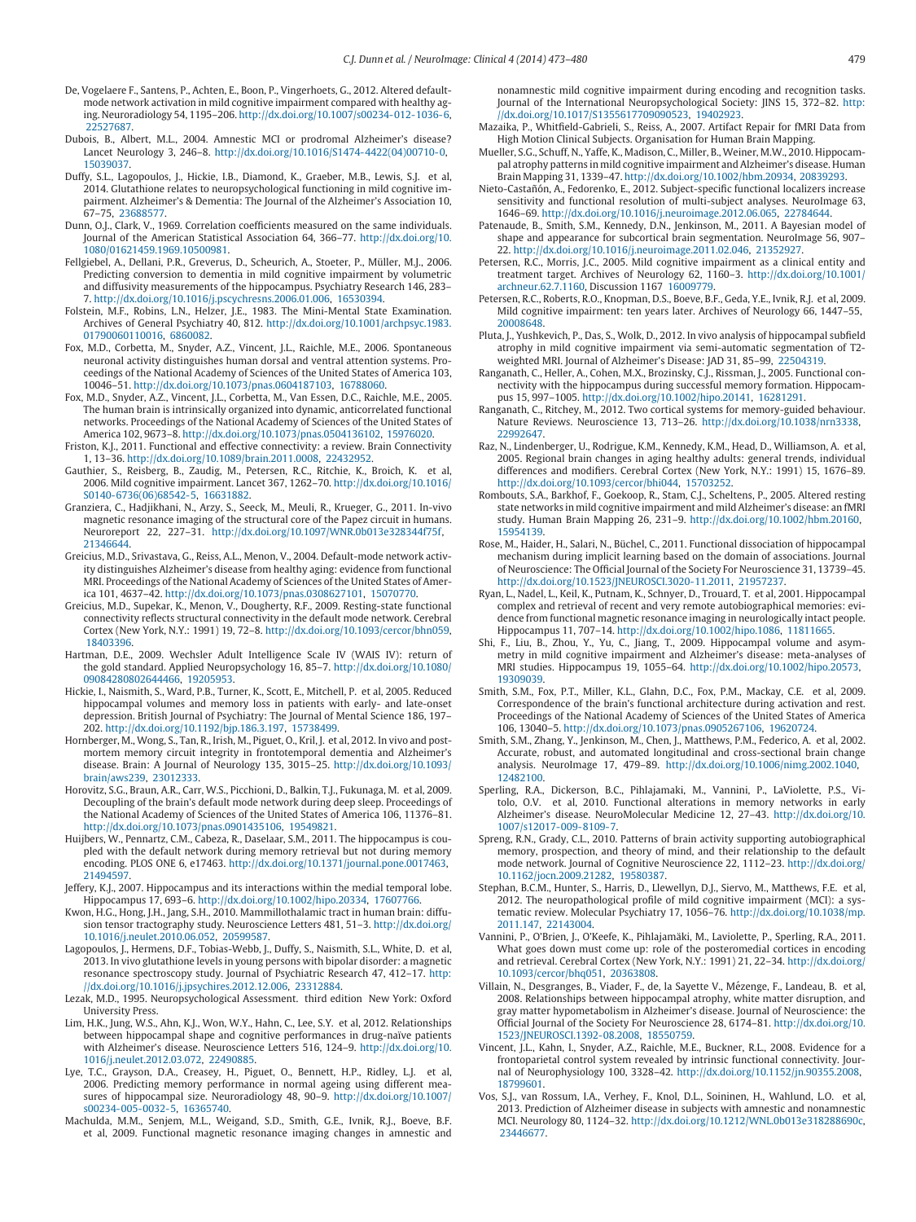De, Vogelaere F., Santens, P., Achten, E., Boon, P., Vingerhoets, G., 2012. Altered default-mode network activation in mild cognitive impairment compared with healthy aging. Neuroradiology 54, 1195–206. http://dx.doi.org/10.1007/s00234-012-1036-6, 22527687.

Dubois, B., Albert, M.L., 2004. Amnestic MCI or prodromal Alzheimer's disease? Lancet Neurology 3, 246–8. http://dx.doi.org/10.1016/S1474-4422(04)00710-0, 15039037.

Duffy, S.L., Lagopoulos, J., Hickie, I.B., Diamond, K., Graeber, M.B., Lewis, S.J. et al, 2014. Glutathione relates to neuropsychological functioning in mild cognitive impairment. Alzheimer's & Dementia: The Journal of the Alzheimer's Association 10, 67–75, 23688577.

Dunn, O.J., Clark, V., 1969. Correlation coefficients measured on the same individuals. Journal of the American Statistical Association 64, 366–77. http://dx.doi.org/10.1080/01621459.1969.10500981.

Fellgiebel, A., Dellani, P.R., Greverus, D., Scheurich, A., Stoeter, P., Müller, M.J., 2006. Predicting conversion to dementia in mild cognitive impairment by volumetric and diffusivity measurements of the hippocampus. Psychiatry Research 146, 283–7. http://dx.doi.org/10.1016/j.pscychresns.2006.01.006, 16530394.

Folstein, M.F., Robins, L.N., Helzer, J.E., 1983. The Mini-Mental State Examination. Archives of General Psychiatry 40, 812. http://dx.doi.org/10.1001/archpsyc.1983.01790060110016, 6860082.

Fox, M.D., Corbetta, M., Snyder, A.Z., Vincent, J.L., Raichle, M.E., 2006. Spontaneous neuronal activity distinguishes human dorsal and ventral attention systems. Proceedings of the National Academy of Sciences of the United States of America 103, 10046–51. http://dx.doi.org/10.1073/pnas.0604187103, 16788060.

Fox, M.D., Snyder, A.Z., Vincent, J.L., Corbetta, M., Van Essen, D.C., Raichle, M.E., 2005. The human brain is intrinsically organized into dynamic, anticorrelated functional networks. Proceedings of the National Academy of Sciences of the United States of America 102, 9673–8. http://dx.doi.org/10.1073/pnas.0504136102, 15976020.

Friston, K.J., 2011. Functional and effective connectivity: a review. Brain Connectivity 1, 13–36. http://dx.doi.org/10.1089/brain.2011.0008, 22432952.

Gauthier, S., Reisberg, B., Zaudig, M., Petersen, R.C., Ritchie, K., Broich, K. et al, 2006. Mild cognitive impairment. Lancet 367, 1262–70. http://dx.doi.org/10.1016/S0140-6736(06)68542-5, 16631882.

Granziera, C., Hadjikhani, N., Arzy, S., Seeck, M., Meuli, R., Krueger, G., 2011. In-vivo magnetic resonance imaging of the structural core of the Papez circuit in humans. Neuroreport 22, 227–31. http://dx.doi.org/10.1097/WNR.0b013e328344f75f, 21346644.

Greicius, M.D., Srivastava, G., Reiss, A.L., Menon, V., 2004. Default-mode network activity distinguishes Alzheimer's disease from healthy aging: evidence from functional MRI. Proceedings of the National Academy of Sciences of the United States of America 101, 4637–42. http://dx.doi.org/10.1073/pnas.0308627101, 15070770.

Greicius, M.D., Supekar, K., Menon, V., Dougherty, R.F., 2009. Resting-state functional connectivity reflects structural connectivity in the default mode network. Cerebral Cortex (New York, N.Y.: 1991) 19, 72–8. http://dx.doi.org/10.1093/cercor/bhn059, 18403396.

Hartman, D.E., 2009. Wechsler Adult Intelligence Scale IV (WAIS IV): return of the gold standard. Applied Neuropsychology 16, 85–7. http://dx.doi.org/10.1080/09084280802644466, 19205953.

Hickie, I., Naismith, S., Ward, P.B., Turner, K., Scott, E., Mitchell, P. et al, 2005. Reduced hippocampal volumes and memory loss in patients with early- and late-onset depression. British Journal of Psychiatry: The Journal of Mental Science 186, 197–202. http://dx.doi.org/10.1192/bjp.186.3.197, 15738499.

Hornberger, M., Wong, S., Tan, R., Irish, M., Piguet, O., Kril, J. et al, 2012. In vivo and post-mortem memory circuit integrity in frontotemporal dementia and Alzheimer's disease. Brain: A Journal of Neurology 135, 3015–25. http://dx.doi.org/10.1093/brain/aws239, 23012333.

Horovitz, S.G., Braun, A.R., Carr, W.S., Picchioni, D., Balkin, T.J., Fukunaga, M. et al, 2009. Decoupling of the brain's default mode network during deep sleep. Proceedings of the National Academy of Sciences of the United States of America 106, 11376–81. http://dx.doi.org/10.1073/pnas.0901435106, 19549821.

Huijbers, W., Pennartz, C.M., Cabeza, R., Daselaar, S.M., 2011. The hippocampus is coupled with the default network during memory retrieval but not during memory encoding. PLOS ONE 6, e17463. http://dx.doi.org/10.1371/journal.pone.0017463, 21494597.

Jeffery, K.J., 2007. Hippocampus and its interactions within the medial temporal lobe. Hippocampus 17, 693–6. http://dx.doi.org/10.1002/hipo.20334, 17607766.

Kwon, H.G., Hong, J.H., Jang, S.H., 2010. Mammillothalamic tract in human brain: diffusion tensor tractography study. Neuroscience Letters 481, 51–3. http://dx.doi.org/10.1016/j.neulet.2010.06.052, 20599587.

Lagopoulos, J., Hermens, D.F., Tobias-Webb, J., Duffy, S., Naismith, S.L., White, D. et al, 2013. In vivo glutathione levels in young persons with bipolar disorder: a magnetic resonance spectroscopy study. Journal of Psychiatric Research 47, 412–17. http://dx.doi.org/10.1016/j.jpsychires.2012.12.006, 23312884.

Lezak, M.D., 1995. Neuropsychological Assessment. third edition New York: Oxford University Press.

Lim, H.K., Jung, W.S., Ahn, K.J., Won, W.Y., Hahn, C., Lee, S.Y. et al, 2012. Relationships between hippocampal shape and cognitive performances in drug-naïve patients with Alzheimer's disease. Neuroscience Letters 516, 124–9. http://dx.doi.org/10.1016/j.neulet.2012.03.072, 22490885.

Lye, T.C., Grayson, D.A., Creasey, H., Piguet, O., Bennett, H.P., Ridley, L.J. et al, 2006. Predicting memory performance in normal ageing using different measures of hippocampal size. Neuroradiology 48, 90–9. http://dx.doi.org/10.1007/s00234-005-0032-5, 16365740.

Machulda, M.M., Senjem, M.L., Weigand, S.D., Smith, G.E., Ivnik, R.J., Boeve, B.F. et al, 2009. Functional magnetic resonance imaging changes in amnestic and nonamnestic mild cognitive impairment during encoding and recognition tasks. Journal of the International Neuropsychological Society: JINS 15, 372–82. http://dx.doi.org/10.1017/S1355617709090523, 19402923.

Mazaika, P., Whitfield-Gabrieli, S., Reiss, A., 2007. Artifact Repair for fMRI Data from High Motion Clinical Subjects. Organisation for Human Brain Mapping.

Mueller, S.G., Schuff, N., Yaffe, K., Madison, C., Miller, B., Weiner, M.W., 2010. Hippocampal atrophy patterns in mild cognitive impairment and Alzheimer's disease. Human Brain Mapping 31, 1339–47. http://dx.doi.org/10.1002/hbm.20934, 20839293.

Nieto-Castañón, A., Fedorenko, E., 2012. Subject-specific functional localizers increase sensitivity and functional resolution of multi-subject analyses. NeuroImage 63, 1646–69. http://dx.doi.org/10.1016/j.neuroimage.2012.06.065, 22784644.

Patenaude, B., Smith, S.M., Kennedy, D.N., Jenkinson, M., 2011. A Bayesian model of shape and appearance for subcortical brain segmentation. NeuroImage 56, 907–22. http://dx.doi.org/10.1016/j.neuroimage.2011.02.046, 21352927.

Petersen, R.C., Morris, J.C., 2005. Mild cognitive impairment as a clinical entity and treatment target. Archives of Neurology 62, 1160–3. http://dx.doi.org/10.1001/archneur.62.7.1160, Discussion 1167 16009779.

Petersen, R.C., Roberts, R.O., Knopman, D.S., Boeve, B.F., Geda, Y.E., Ivnik, R.J. et al, 2009. Mild cognitive impairment: ten years later. Archives of Neurology 66, 1447–55, 20008648.

Pluta, J., Yushkevich, P., Das, S., Wolk, D., 2012. In vivo analysis of hippocampal subfield atrophy in mild cognitive impairment via semi-automatic segmentation of T2-weighted MRI. Journal of Alzheimer's Disease: JAD 31, 85–99, 22504319.

Ranganath, C., Heller, A., Cohen, M.X., Brozinsky, C.J., Rissman, J., 2005. Functional connectivity with the hippocampus during successful memory formation. Hippocampus 15, 997–1005. http://dx.doi.org/10.1002/hipo.20141, 16281291.

Ranganath, C., Ritchey, M., 2012. Two cortical systems for memory-guided behaviour. Nature Reviews. Neuroscience 13, 713–26. http://dx.doi.org/10.1038/nrn3338, 22992647.

Raz, N., Lindenberger, U., Rodrigue, K.M., Kennedy, K.M., Head, D., Williamson, A. et al, 2005. Regional brain changes in aging healthy adults: general trends, individual differences and modifiers. Cerebral Cortex (New York, N.Y.: 1991) 15, 1676–89. http://dx.doi.org/10.1093/cercor/bhi044, 15703252.

Rombouts, S.A., Barkhof, F., Goekoop, R., Stam, C.J., Scheltens, P., 2005. Altered resting state networks in mild cognitive impairment and mild Alzheimer's disease: an fMRI study. Human Brain Mapping 26, 231–9. http://dx.doi.org/10.1002/hbm.20160, 15954139.

Rose, M., Haider, H., Salari, N., Büchel, C., 2011. Functional dissociation of hippocampal mechanism during implicit learning based on the domain of associations. Journal of Neuroscience: The Official Journal of the Society For Neuroscience 31, 13739–45. http://dx.doi.org/10.1523/JNEUROSCI.3020-11.2011, 21957237.

Ryan, L., Nadel, L., Keil, K., Putnam, K., Schnyer, D., Trouard, T. et al, 2001. Hippocampal complex and retrieval of recent and very remote autobiographical memories: evidence from functional magnetic resonance imaging in neurologically intact people. Hippocampus 11, 707–14. http://dx.doi.org/10.1002/hipo.1086, 11811665.

Shi, F., Liu, B., Zhou, Y., Yu, C., Jiang, T., 2009. Hippocampal volume and asymmetry in mild cognitive impairment and Alzheimer's disease: meta-analyses of MRI studies. Hippocampus 19, 1055–64. http://dx.doi.org/10.1002/hipo.20573, 19309039.

Smith, S.M., Fox, P.T., Miller, K.L., Glahn, D.C., Fox, P.M., Mackay, C.E. et al, 2009. Correspondence of the brain's functional architecture during activation and rest. Proceedings of the National Academy of Sciences of the United States of America 106, 13040–5. http://dx.doi.org/10.1073/pnas.0905267106, 19620724.

Smith, S.M., Zhang, Y., Jenkinson, M., Chen, J., Matthews, P.M., Federico, A. et al, 2002. Accurate, robust, and automated longitudinal and cross-sectional brain change analysis. NeuroImage 17, 479–89. http://dx.doi.org/10.1006/nimg.2002.1040, 12482100.

Sperling, R.A., Dickerson, B.C., Pihlajamaki, M., Vannini, P., LaViolette, P.S., Vitolo, O.V. et al, 2010. Functional alterations in memory networks in early Alzheimer's disease. NeuroMolecular Medicine 12, 27–43. http://dx.doi.org/10.1007/s12017-009-8109-7.

Spreng, R.N., Grady, C.L., 2010. Patterns of brain activity supporting autobiographical memory, prospection, and theory of mind, and their relationship to the default mode network. Journal of Cognitive Neuroscience 22, 1112–23. http://dx.doi.org/10.1162/jocn.2009.21282, 19580387.

Stephan, B.C.M., Hunter, S., Harris, D., Llewellyn, D.J., Siervo, M., Matthews, F.E. et al, 2012. The neuropathological profile of mild cognitive impairment (MCI): a systematic review. Molecular Psychiatry 17, 1056–76. http://dx.doi.org/10.1038/mp.2011.147, 22143004.

Vannini, P., O'Brien, J., O'Keefe, K., Pihlajamäki, M., Laviolette, P., Sperling, R.A., 2011. What goes down must come up: role of the posteromedial cortices in encoding and retrieval. Cerebral Cortex (New York, N.Y.: 1991) 21, 22–34. http://dx.doi.org/10.1093/cercor/bhq051, 20363808.

Villain, N., Desgranges, B., Viader, F., de, la Sayette V., Mézenge, F., Landeau, B. et al, 2008. Relationships between hippocampal atrophy, white matter disruption, and gray matter hypometabolism in Alzheimer's disease. Journal of Neuroscience: the Official Journal of the Society For Neuroscience 28, 6174–81. http://dx.doi.org/10.1523/JNEUROSCI.1392-08.2008, 18550759.

Vincent, J.L., Kahn, I., Snyder, A.Z., Raichle, M.E., Buckner, R.L., 2008. Evidence for a frontoparietal control system revealed by intrinsic functional connectivity. Journal of Neurophysiology 100, 3328–42. http://dx.doi.org/10.1152/jn.90355.2008, 18799601.

Vos, S.J., van Rossum, I.A., Verhey, F., Knol, D.L., Soininen, H., Wahlund, L.O. et al, 2013. Prediction of Alzheimer disease in subjects with amnestic and nonamnestic MCI. Neurology 80, 1124–32. http://dx.doi.org/10.1212/WNL.0b013e318288690c, 23446677.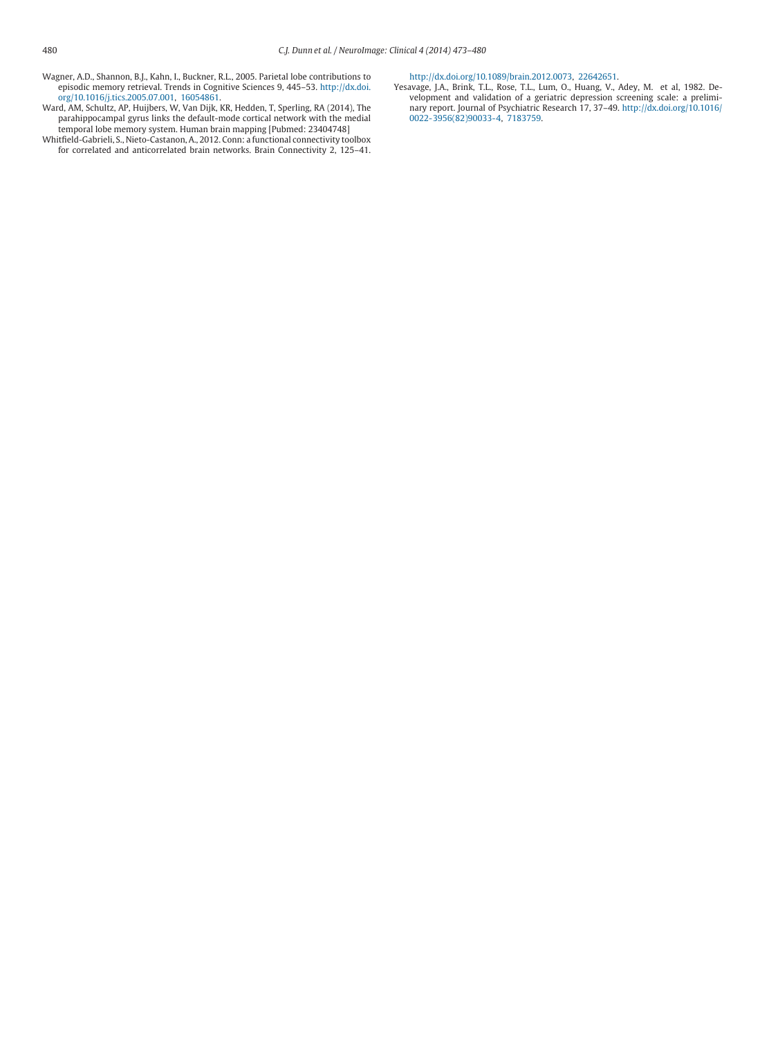Wagner, A.D., Shannon, B.J., Kahn, I., Buckner, R.L., 2005. Parietal lobe contributions to episodic memory retrieval. Trends in Cognitive Sciences 9, 445–53. http://dx.doi.org/10.1016/j.tics.2005.07.001, 16054861.

Ward, AM, Schultz, AP, Huijbers, W, Van Dijk, KR, Hedden, T, Sperling, RA (2014), The parahippocampal gyrus links the default-mode cortical network with the medial temporal lobe memory system. Human brain mapping [Pubmed: 23404748]

Whitfield-Gabrieli, S., Nieto-Castanon, A., 2012. Conn: a functional connectivity toolbox for correlated and anticorrelated brain networks. Brain Connectivity 2, 125–41. http://dx.doi.org/10.1089/brain.2012.0073, 22642651.

Yesavage, J.A., Brink, T.L., Rose, T.L., Lum, O., Huang, V., Adey, M. et al, 1982. Development and validation of a geriatric depression screening scale: a preliminary report. Journal of Psychiatric Research 17, 37–49. http://dx.doi.org/10.1016/0022-3956(82)90033-4, 7183759.